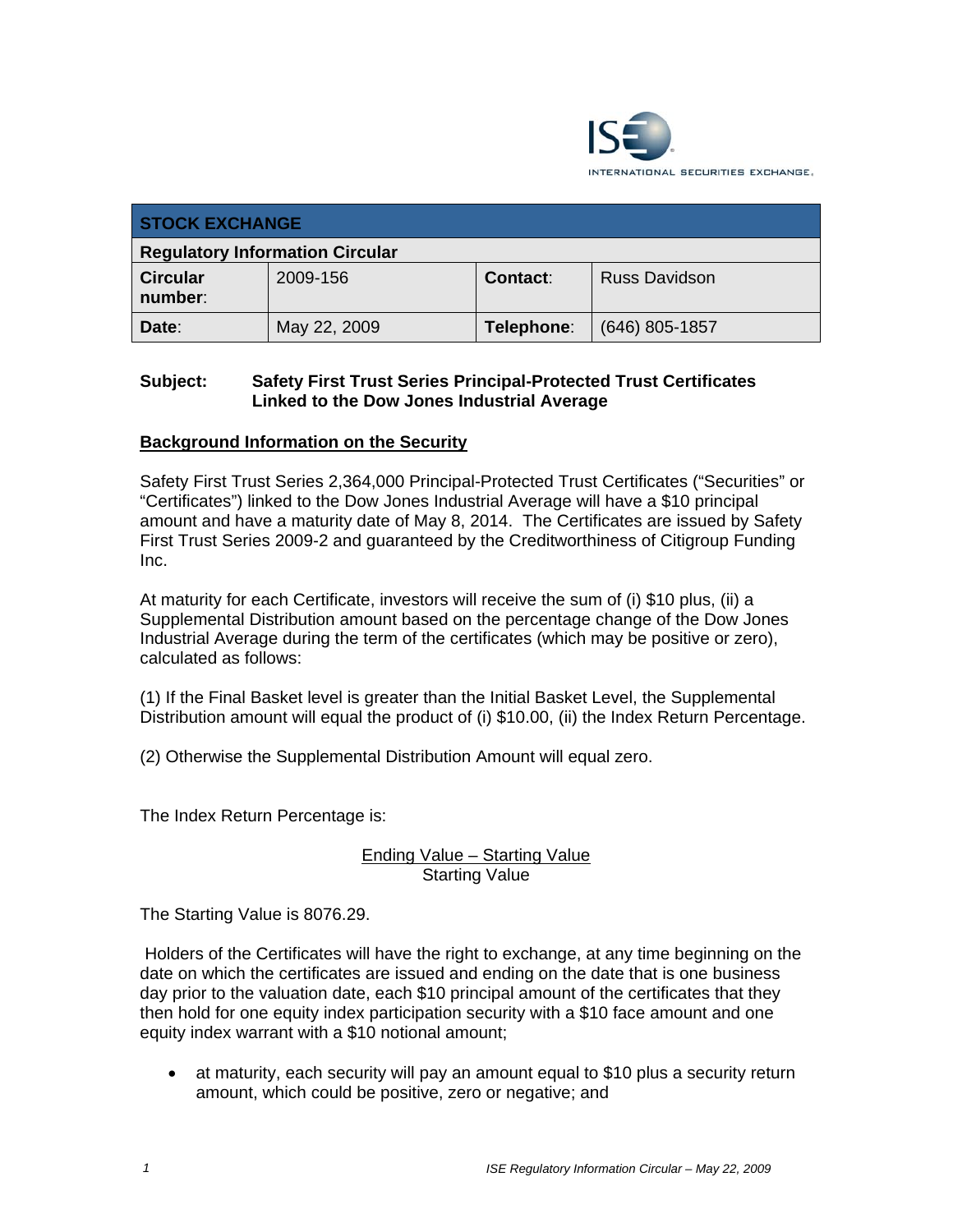ISE
INTERNATIONAL SECURITIES EXCHANGE.

| STOCK EXCHANGE | | | |
|---|---|---|---|
| **Regulatory Information Circular** | | | |
| **Circular number**: | 2009-156 | **Contact**: | Russ Davidson |
| **Date**: | May 22, 2009 | **Telephone**: | (646) 805-1857 |

**Subject: Safety First Trust Series Principal-Protected Trust Certificates Linked to the Dow Jones Industrial Average**

## Background Information on the Security

Safety First Trust Series 2,364,000 Principal-Protected Trust Certificates ("Securities" or "Certificates") linked to the Dow Jones Industrial Average will have a $10 principal amount and have a maturity date of May 8, 2014. The Certificates are issued by Safety First Trust Series 2009-2 and guaranteed by the Creditworthiness of Citigroup Funding Inc.

At maturity for each Certificate, investors will receive the sum of (i) $10 plus, (ii) a Supplemental Distribution amount based on the percentage change of the Dow Jones Industrial Average during the term of the certificates (which may be positive or zero), calculated as follows:

(1) If the Final Basket level is greater than the Initial Basket Level, the Supplemental Distribution amount will equal the product of (i) $10.00, (ii) the Index Return Percentage.

(2) Otherwise the Supplemental Distribution Amount will equal zero.

The Index Return Percentage is:

$$\frac{\text{Ending Value} - \text{Starting Value}}{\text{Starting Value}}$$

The Starting Value is 8076.29.

Holders of the Certificates will have the right to exchange, at any time beginning on the date on which the certificates are issued and ending on the date that is one business day prior to the valuation date, each $10 principal amount of the certificates that they then hold for one equity index participation security with a $10 face amount and one equity index warrant with a $10 notional amount;

- at maturity, each security will pay an amount equal to $10 plus a security return amount, which could be positive, zero or negative; and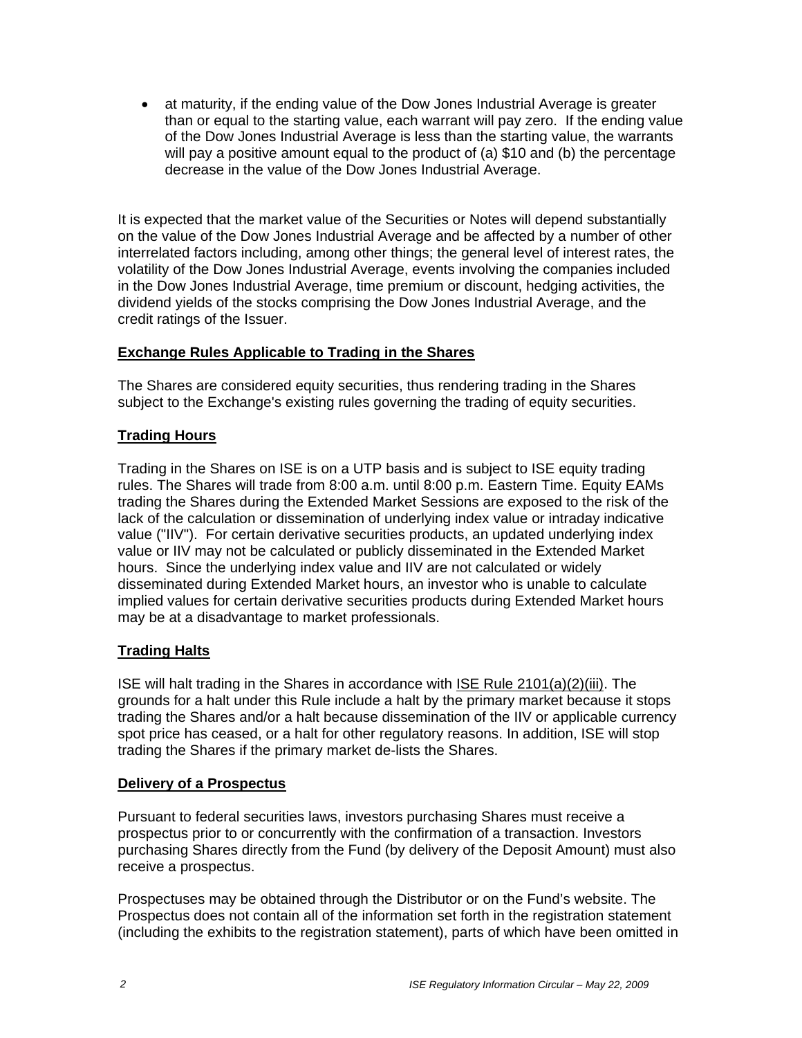- at maturity, if the ending value of the Dow Jones Industrial Average is greater than or equal to the starting value, each warrant will pay zero. If the ending value of the Dow Jones Industrial Average is less than the starting value, the warrants will pay a positive amount equal to the product of (a) $10 and (b) the percentage decrease in the value of the Dow Jones Industrial Average.

It is expected that the market value of the Securities or Notes will depend substantially on the value of the Dow Jones Industrial Average and be affected by a number of other interrelated factors including, among other things; the general level of interest rates, the volatility of the Dow Jones Industrial Average, events involving the companies included in the Dow Jones Industrial Average, time premium or discount, hedging activities, the dividend yields of the stocks comprising the Dow Jones Industrial Average, and the credit ratings of the Issuer.

## Exchange Rules Applicable to Trading in the Shares

The Shares are considered equity securities, thus rendering trading in the Shares subject to the Exchange's existing rules governing the trading of equity securities.

## Trading Hours

Trading in the Shares on ISE is on a UTP basis and is subject to ISE equity trading rules. The Shares will trade from 8:00 a.m. until 8:00 p.m. Eastern Time. Equity EAMs trading the Shares during the Extended Market Sessions are exposed to the risk of the lack of the calculation or dissemination of underlying index value or intraday indicative value ("IIV"). For certain derivative securities products, an updated underlying index value or IIV may not be calculated or publicly disseminated in the Extended Market hours. Since the underlying index value and IIV are not calculated or widely disseminated during Extended Market hours, an investor who is unable to calculate implied values for certain derivative securities products during Extended Market hours may be at a disadvantage to market professionals.

## Trading Halts

ISE will halt trading in the Shares in accordance with ISE Rule 2101(a)(2)(iii). The grounds for a halt under this Rule include a halt by the primary market because it stops trading the Shares and/or a halt because dissemination of the IIV or applicable currency spot price has ceased, or a halt for other regulatory reasons. In addition, ISE will stop trading the Shares if the primary market de-lists the Shares.

## Delivery of a Prospectus

Pursuant to federal securities laws, investors purchasing Shares must receive a prospectus prior to or concurrently with the confirmation of a transaction. Investors purchasing Shares directly from the Fund (by delivery of the Deposit Amount) must also receive a prospectus.

Prospectuses may be obtained through the Distributor or on the Fund's website. The Prospectus does not contain all of the information set forth in the registration statement (including the exhibits to the registration statement), parts of which have been omitted in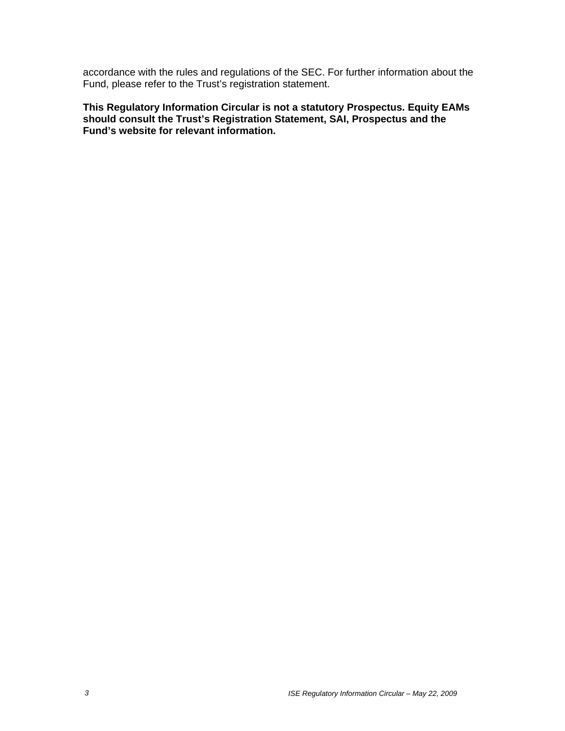accordance with the rules and regulations of the SEC. For further information about the Fund, please refer to the Trust's registration statement.

**This Regulatory Information Circular is not a statutory Prospectus. Equity EAMs should consult the Trust's Registration Statement, SAI, Prospectus and the Fund's website for relevant information.**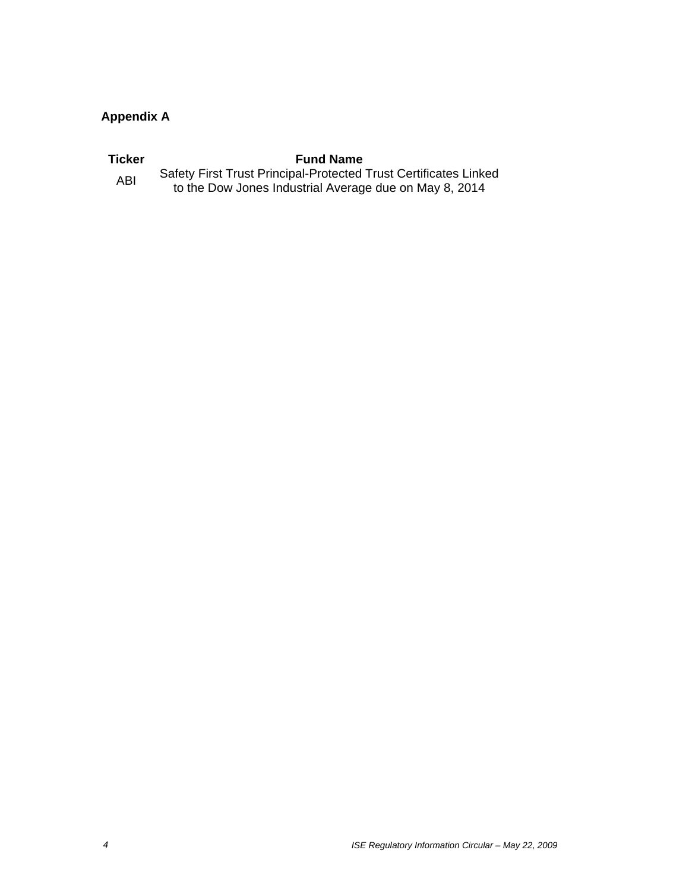**Appendix A**

| Ticker | Fund Name |
|---|---|
| ABI | Safety First Trust Principal-Protected Trust Certificates Linked to the Dow Jones Industrial Average due on May 8, 2014 |